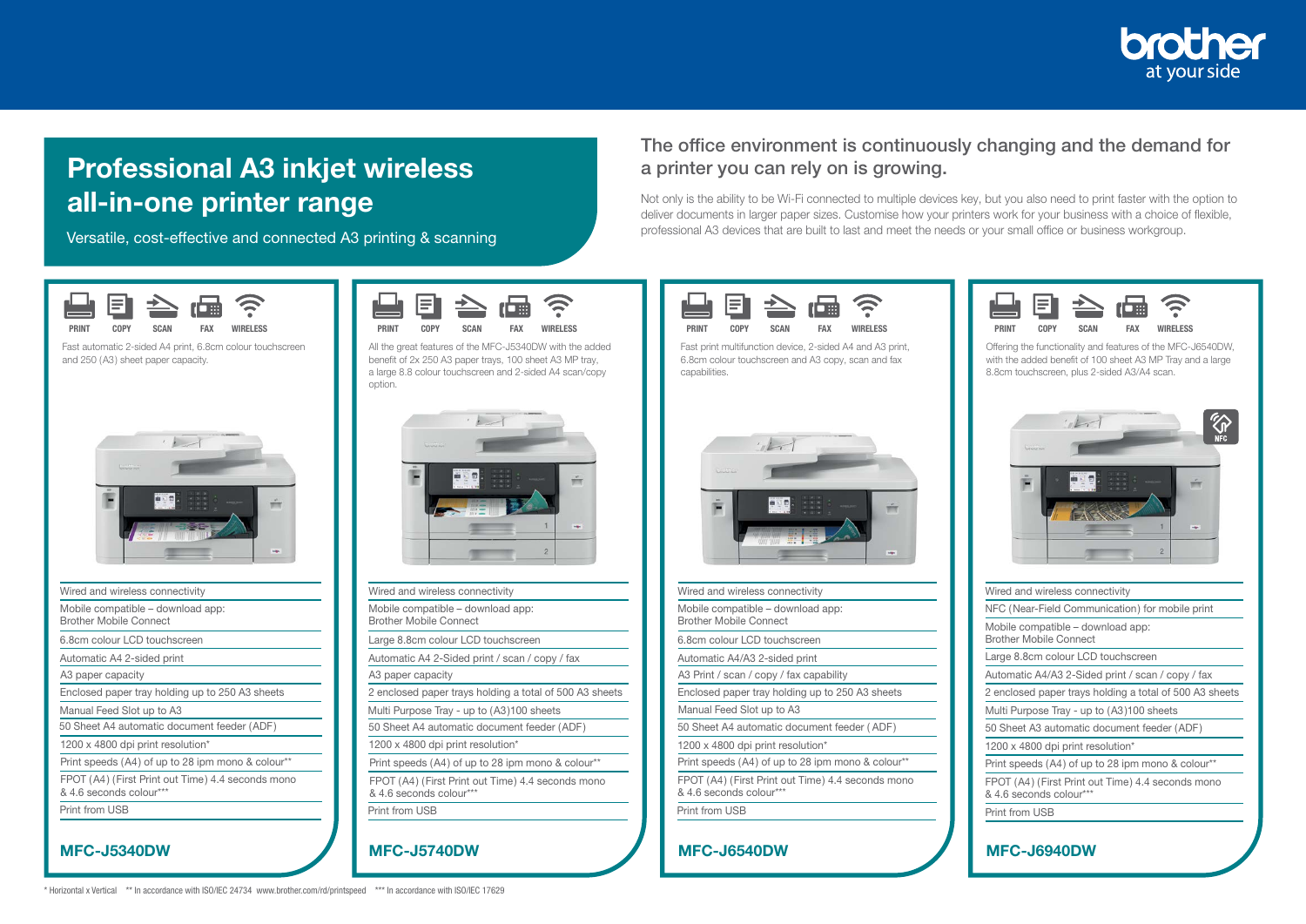# Professional A3 inkjet wireless all-in-one printer range

Versatile, cost-effective and connected A3 printing & scanning

## The office environment is continuously changing and the demand for a printer you can rely on is growing.

Not only is the ability to be Wi-Fi connected to multiple devices key, but you also need to print faster with the option to deliver documents in larger paper sizes. Customise how your printers work for your business with a choice of flexible, professional A3 devices that are built to last and meet the needs or your small office or business workgroup.

## MFC-J5340DW

PRINT COPY SCAN FAX WIRELESS

Fast automatic 2-sided A4 print, 6.8cm colour touchscreen and 250 (A3) sheet paper capacity.

- Wired and wireless connectivity
- Mobile compatible – download app: Brother Mobile Connect
- 6.8cm colour LCD touchscreen
- Automatic A4 2-sided print
- A3 paper capacity
- Enclosed paper tray holding up to 250 A3 sheets
- Manual Feed Slot up to A3
- 50 Sheet A4 automatic document feeder (ADF)
- 1200 x 4800 dpi print resolution*
- Print speeds (A4) of up to 28 ipm mono & colour**
- FPOT (A4) (First Print out Time) 4.4 seconds mono & 4.6 seconds colour***
- Print from USB

## MFC-J5740DW

PRINT COPY SCAN FAX WIRELESS

All the great features of the MFC-J5340DW with the added benefit of 2x 250 A3 paper trays, 100 sheet A3 MP tray, a large 8.8 colour touchscreen and 2-sided A4 scan/copy option.

- Wired and wireless connectivity
- Mobile compatible – download app: Brother Mobile Connect
- Large 8.8cm colour LCD touchscreen
- Automatic A4 2-Sided print / scan / copy / fax
- A3 paper capacity
- 2 enclosed paper trays holding a total of 500 A3 sheets
- Multi Purpose Tray - up to (A3)100 sheets
- 50 Sheet A4 automatic document feeder (ADF)
- 1200 x 4800 dpi print resolution*
- Print speeds (A4) of up to 28 ipm mono & colour**
- FPOT (A4) (First Print out Time) 4.4 seconds mono & 4.6 seconds colour***
- Print from USB

## MFC-J6540DW

PRINT COPY SCAN FAX WIRELESS

Fast print multifunction device, 2-sided A4 and A3 print, 6.8cm colour touchscreen and A3 copy, scan and fax capabilities.

- Wired and wireless connectivity
- Mobile compatible – download app: Brother Mobile Connect
- 6.8cm colour LCD touchscreen
- Automatic A4/A3 2-sided print
- A3 Print / scan / copy / fax capability
- Enclosed paper tray holding up to 250 A3 sheets
- Manual Feed Slot up to A3
- 50 Sheet A4 automatic document feeder ( ADF)
- 1200 x 4800 dpi print resolution*
- Print speeds (A4) of up to 28 ipm mono & colour**
- FPOT (A4) (First Print out Time) 4.4 seconds mono & 4.6 seconds colour***
- Print from USB

## MFC-J6940DW

PRINT COPY SCAN FAX WIRELESS

Offering the functionality and features of the MFC-J6540DW, with the added benefit of 100 sheet A3 MP Tray and a large 8.8cm touchscreen, plus 2-sided A3/A4 scan.

NFC

- Wired and wireless connectivity
- NFC (Near-Field Communication) for mobile print
- Mobile compatible – download app: Brother Mobile Connect
- Large 8.8cm colour LCD touchscreen
- Automatic A4/A3 2-Sided print / scan / copy / fax
- 2 enclosed paper trays holding a total of 500 A3 sheets
- Multi Purpose Tray - up to (A3)100 sheets
- 50 Sheet A3 automatic document feeder (ADF)
- 1200 x 4800 dpi print resolution*
- Print speeds (A4) of up to 28 ipm mono & colour**
- FPOT (A4) (First Print out Time) 4.4 seconds mono & 4.6 seconds colour***
- Print from USB

\* Horizontal x Vertical ** In accordance with ISO/IEC 24734 www.brother.com/rd/printspeed *** In accordance with ISO/IEC 17629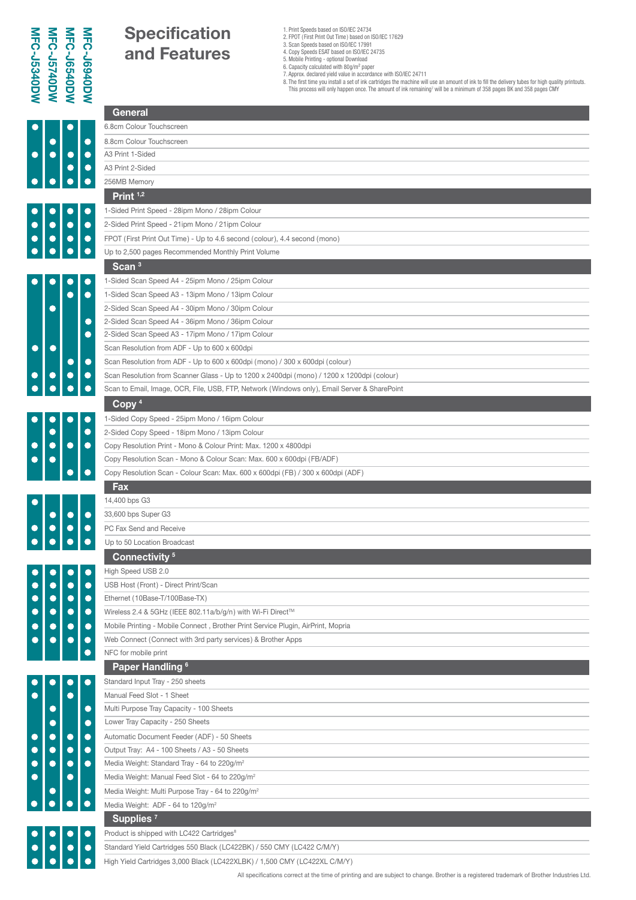# Specification and Features

1. Print Speeds based on ISO/IEC 24734
2. FPOT (First Print Out Time) based on ISO/IEC 17629
3. Scan Speeds based on ISO/IEC 17991
4. Copy Speeds ESAT based on ISO/IEC 24735
5. Mobile Printing - optional Download
6. Capacity calculated with 80g/m² paper
7. Approx. declared yield value in accordance with ISO/IEC 24711
8. The first time you install a set of ink cartridges the machine will use an amount of ink to fill the delivery tubes for high quality printouts. This process will only happen once. The amount of ink remaining[7] will be a minimum of 358 pages BK and 358 pages CMY

| | MFC-J5340DW | MFC-J5740DW | MFC-J6540DW | MFC-J6940DW |
|---|---|---|---|---|
| **General** | | | | |
| 6.8cm Colour Touchscreen | ● | | ● | |
| 8.8cm Colour Touchscreen | | ● | | ● |
| A3 Print 1-Sided | ● | ● | ● | |
| A3 Print 2-Sided | | | ● | ● |
| 256MB Memory | ● | ● | ● | ● |
| **Print [1,2]** | | | | |
| 1-Sided Print Speed - 28ipm Mono / 28ipm Colour | ● | ● | ● | ● |
| 2-Sided Print Speed - 21ipm Mono / 21ipm Colour | ● | ● | ● | ● |
| FPOT (First Print Out Time) - Up to 4.6 second (colour), 4.4 second (mono) | ● | ● | ● | ● |
| Up to 2,500 pages Recommended Monthly Print Volume | ● | ● | ● | ● |
| **Scan [3]** | | | | |
| 1-Sided Scan Speed A4 - 25ipm Mono / 25ipm Colour | ● | ● | ● | ● |
| 1-Sided Scan Speed A3 - 13ipm Mono / 13ipm Colour | | | ● | ● |
| 2-Sided Scan Speed A4 - 30ipm Mono / 30ipm Colour | | ● | | |
| 2-Sided Scan Speed A4 - 36ipm Mono / 36ipm Colour | | | | ● |
| 2-Sided Scan Speed A3 - 17ipm Mono / 17ipm Colour | | | | ● |
| Scan Resolution from ADF - Up to 600 x 600dpi | ● | ● | | |
| Scan Resolution from ADF - Up to 600 x 600dpi (mono) / 300 x 600dpi (colour) | | | ● | ● |
| Scan Resolution from Scanner Glass - Up to 1200 x 2400dpi (mono) / 1200 x 1200dpi (colour) | ● | ● | ● | ● |
| Scan to Email, Image, OCR, File, USB, FTP, Network (Windows only), Email Server & SharePoint | ● | ● | ● | ● |
| **Copy [4]** | | | | |
| 1-Sided Copy Speed - 25ipm Mono / 16ipm Colour | ● | ● | ● | ● |
| 2-Sided Copy Speed - 18ipm Mono / 13ipm Colour | | ● | | ● |
| Copy Resolution Print - Mono & Colour Print: Max. 1200 x 4800dpi | ● | ● | ● | ● |
| Copy Resolution Scan - Mono & Colour Scan: Max. 600 x 600dpi (FB/ADF) | ● | ● | | |
| Copy Resolution Scan - Colour Scan: Max. 600 x 600dpi (FB) / 300 x 600dpi (ADF) | | | ● | ● |
| **Fax** | | | | |
| 14,400 bps G3 | ● | | | |
| 33,600 bps Super G3 | | ● | ● | ● |
| PC Fax Send and Receive | ● | ● | ● | ● |
| Up to 50 Location Broadcast | ● | ● | ● | ● |
| **Connectivity [5]** | | | | |
| High Speed USB 2.0 | ● | ● | ● | ● |
| USB Host (Front) - Direct Print/Scan | ● | ● | ● | ● |
| Ethernet (10Base-T/100Base-TX) | ● | ● | ● | ● |
| Wireless 2.4 & 5GHz (IEEE 802.11a/b/g/n) with Wi-Fi Direct™ | ● | ● | ● | ● |
| Mobile Printing - Mobile Connect , Brother Print Service Plugin, AirPrint, Mopria | ● | ● | ● | ● |
| Web Connect (Connect with 3rd party services) & Brother Apps | ● | ● | ● | ● |
| NFC for mobile print | | | | ● |
| **Paper Handling [6]** | | | | |
| Standard Input Tray - 250 sheets | ● | ● | ● | ● |
| Manual Feed Slot - 1 Sheet | ● | | ● | |
| Multi Purpose Tray Capacity - 100 Sheets | | ● | | ● |
| Lower Tray Capacity - 250 Sheets | | ● | | ● |
| Automatic Document Feeder (ADF) - 50 Sheets | ● | ● | ● | ● |
| Output Tray: A4 - 100 Sheets / A3 - 50 Sheets | ● | ● | ● | ● |
| Media Weight: Standard Tray - 64 to 220g/m² | ● | ● | ● | ● |
| Media Weight: Manual Feed Slot - 64 to 220g/m² | ● | | ● | |
| Media Weight: Multi Purpose Tray - 64 to 220g/m² | | ● | | ● |
| Media Weight: ADF - 64 to 120g/m² | ● | ● | ● | ● |
| **Supplies [7]** | | | | |
| Product is shipped with LC422 Cartridges[8] | ● | ● | ● | ● |
| Standard Yield Cartridges 550 Black (LC422BK) / 550 CMY (LC422 C/M/Y) | ● | ● | ● | ● |
| High Yield Cartridges 3,000 Black (LC422XLBK) / 1,500 CMY (LC422XL C/M/Y) | ● | ● | ● | ● |

All specifications correct at the time of printing and are subject to change. Brother is a registered trademark of Brother Industries Ltd.